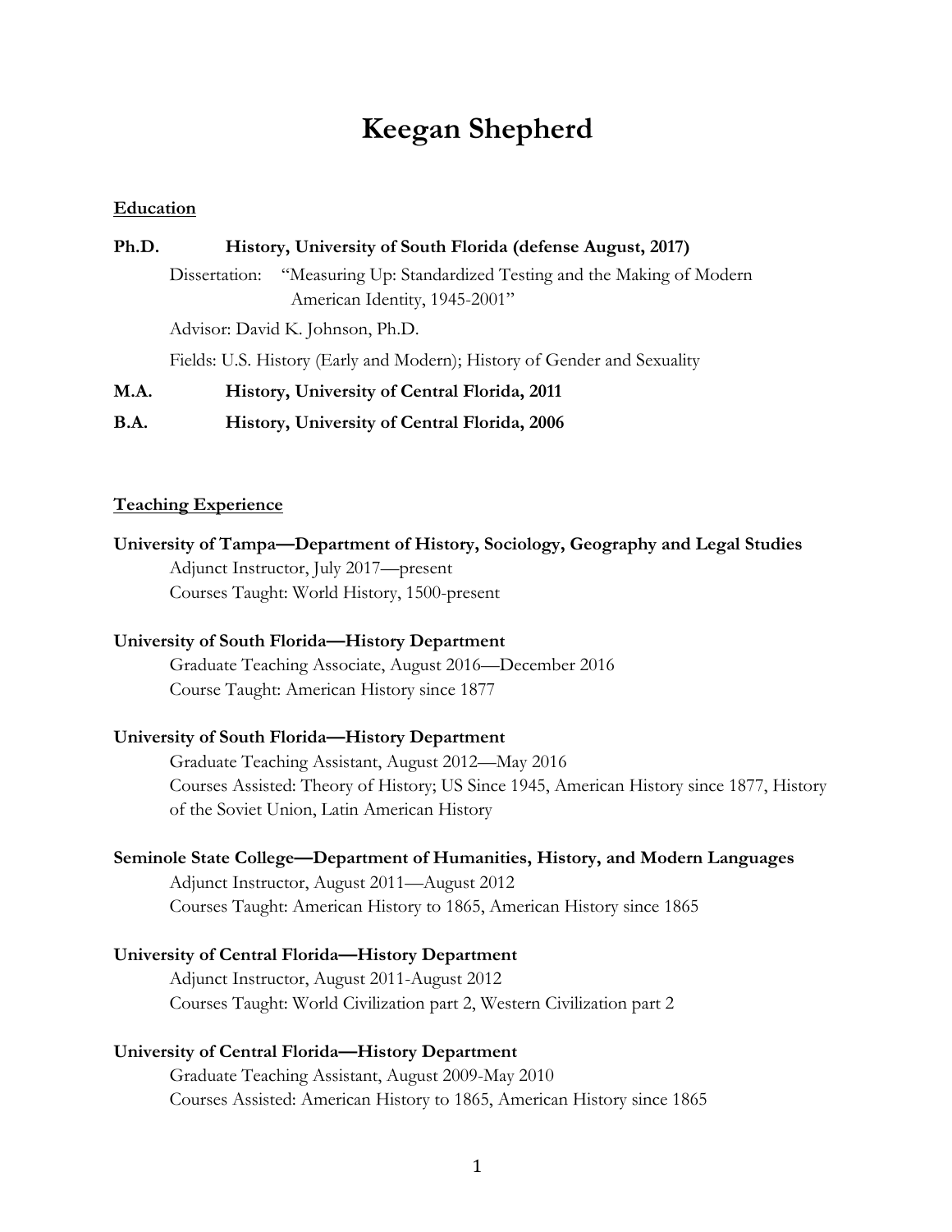# Keegan Shepherd

## Education

**Ph.D. History, University of South Florida (defense August, 2017)**

Dissertation: "Measuring Up: Standardized Testing and the Making of Modern American Identity, 1945-2001"

Advisor: David K. Johnson, Ph.D.

Fields: U.S. History (Early and Modern); History of Gender and Sexuality

**M.A. History, University of Central Florida, 2011**

**B.A. History, University of Central Florida, 2006**

## Teaching Experience

**University of Tampa—Department of History, Sociology, Geography and Legal Studies**

Adjunct Instructor, July 2017—present

Courses Taught: World History, 1500-present

**University of South Florida—History Department**

Graduate Teaching Associate, August 2016—December 2016

Course Taught: American History since 1877

**University of South Florida—History Department**

Graduate Teaching Assistant, August 2012—May 2016

Courses Assisted: Theory of History; US Since 1945, American History since 1877, History of the Soviet Union, Latin American History

**Seminole State College—Department of Humanities, History, and Modern Languages**

Adjunct Instructor, August 2011—August 2012

Courses Taught: American History to 1865, American History since 1865

**University of Central Florida—History Department**

Adjunct Instructor, August 2011-August 2012

Courses Taught: World Civilization part 2, Western Civilization part 2

**University of Central Florida—History Department**

Graduate Teaching Assistant, August 2009-May 2010

Courses Assisted: American History to 1865, American History since 1865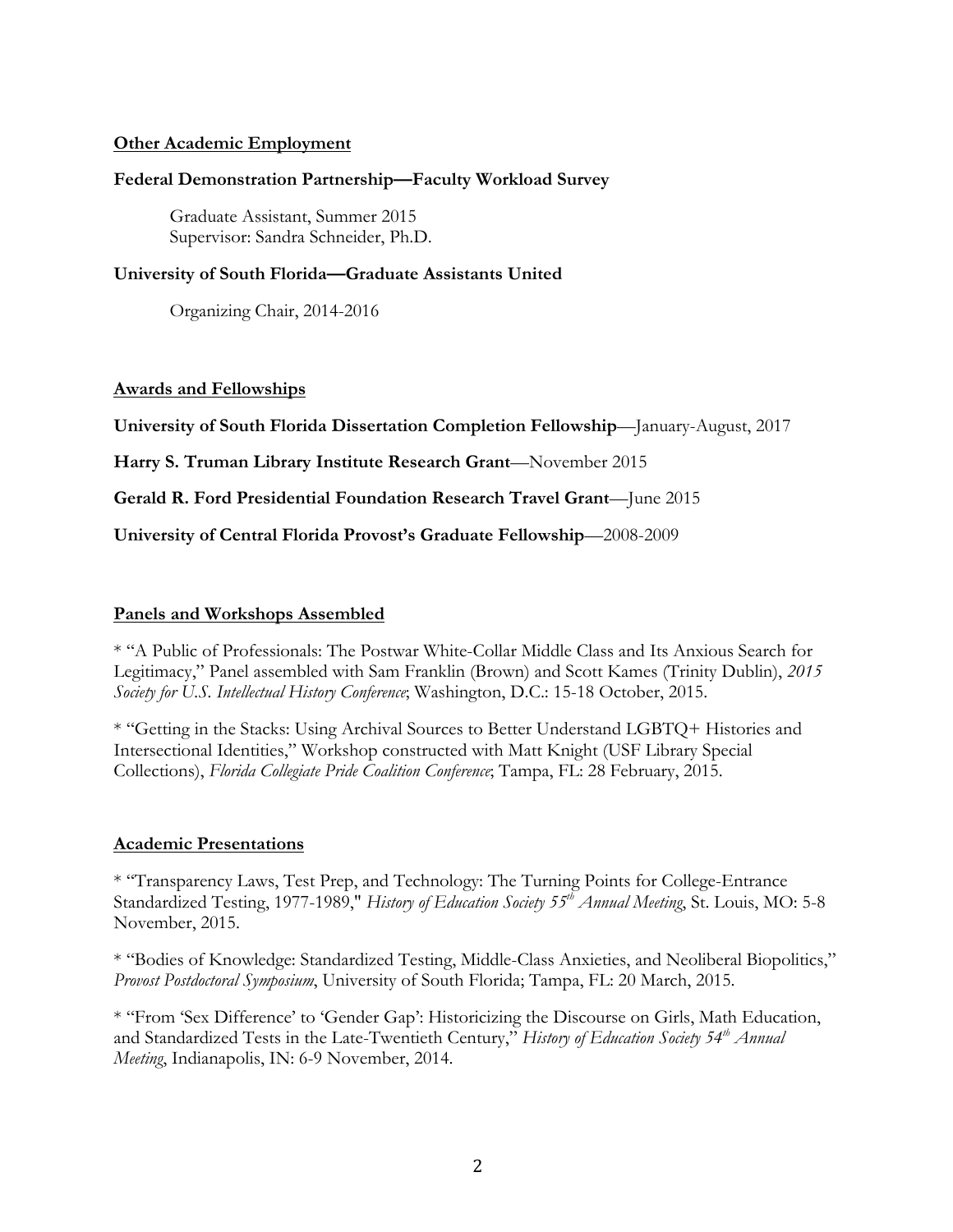## Other Academic Employment

**Federal Demonstration Partnership—Faculty Workload Survey**

Graduate Assistant, Summer 2015
Supervisor: Sandra Schneider, Ph.D.

**University of South Florida—Graduate Assistants United**

Organizing Chair, 2014-2016

## Awards and Fellowships

**University of South Florida Dissertation Completion Fellowship**—January-August, 2017

**Harry S. Truman Library Institute Research Grant**—November 2015

**Gerald R. Ford Presidential Foundation Research Travel Grant**—June 2015

**University of Central Florida Provost's Graduate Fellowship**—2008-2009

## Panels and Workshops Assembled

* "A Public of Professionals: The Postwar White-Collar Middle Class and Its Anxious Search for Legitimacy," Panel assembled with Sam Franklin (Brown) and Scott Kames (Trinity Dublin), *2015 Society for U.S. Intellectual History Conference*; Washington, D.C.: 15-18 October, 2015.

* "Getting in the Stacks: Using Archival Sources to Better Understand LGBTQ+ Histories and Intersectional Identities," Workshop constructed with Matt Knight (USF Library Special Collections), *Florida Collegiate Pride Coalition Conference*; Tampa, FL: 28 February, 2015.

## Academic Presentations

* "Transparency Laws, Test Prep, and Technology: The Turning Points for College-Entrance Standardized Testing, 1977-1989," *History of Education Society 55th Annual Meeting*, St. Louis, MO: 5-8 November, 2015.

* "Bodies of Knowledge: Standardized Testing, Middle-Class Anxieties, and Neoliberal Biopolitics," *Provost Postdoctoral Symposium*, University of South Florida; Tampa, FL: 20 March, 2015.

* "From 'Sex Difference' to 'Gender Gap': Historicizing the Discourse on Girls, Math Education, and Standardized Tests in the Late-Twentieth Century," *History of Education Society 54th Annual Meeting*, Indianapolis, IN: 6-9 November, 2014.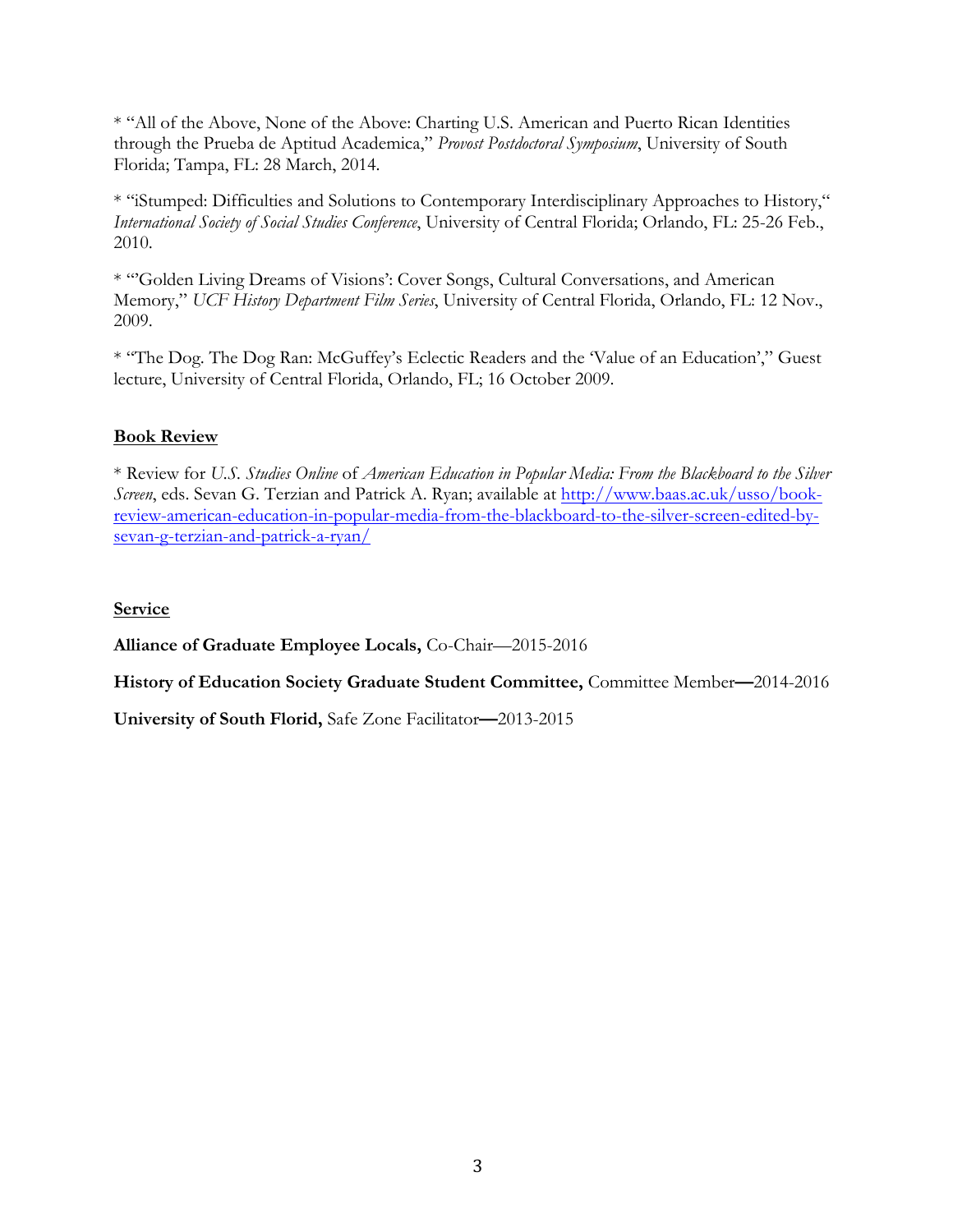* "All of the Above, None of the Above: Charting U.S. American and Puerto Rican Identities through the Prueba de Aptitud Academica," *Provost Postdoctoral Symposium*, University of South Florida; Tampa, FL: 28 March, 2014.

* "iStumped: Difficulties and Solutions to Contemporary Interdisciplinary Approaches to History," *International Society of Social Studies Conference*, University of Central Florida; Orlando, FL: 25-26 Feb., 2010.

* "'Golden Living Dreams of Visions': Cover Songs, Cultural Conversations, and American Memory," *UCF History Department Film Series*, University of Central Florida, Orlando, FL: 12 Nov., 2009.

* "The Dog. The Dog Ran: McGuffey's Eclectic Readers and the 'Value of an Education'," Guest lecture, University of Central Florida, Orlando, FL; 16 October 2009.

## Book Review

* Review for *U.S. Studies Online* of *American Education in Popular Media: From the Blackboard to the Silver Screen*, eds. Sevan G. Terzian and Patrick A. Ryan; available at [http://www.baas.ac.uk/usso/book-review-american-education-in-popular-media-from-the-blackboard-to-the-silver-screen-edited-by-sevan-g-terzian-and-patrick-a-ryan/](http://www.baas.ac.uk/usso/book-review-american-education-in-popular-media-from-the-blackboard-to-the-silver-screen-edited-by-sevan-g-terzian-and-patrick-a-ryan/)

## Service

**Alliance of Graduate Employee Locals,** Co-Chair—2015-2016

**History of Education Society Graduate Student Committee,** Committee Member**—**2014-2016

**University of South Florid,** Safe Zone Facilitator**—**2013-2015